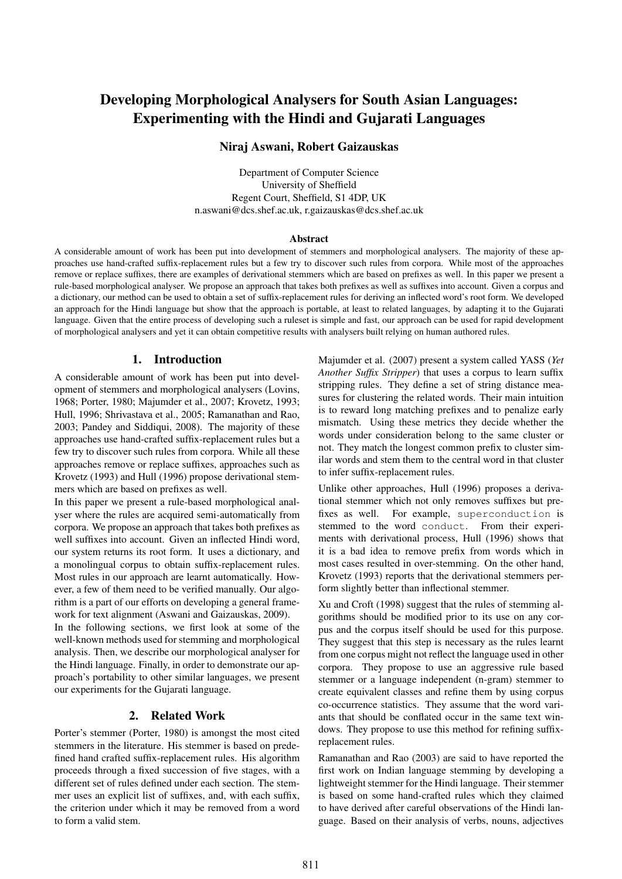# Developing Morphological Analysers for South Asian Languages: Experimenting with the Hindi and Gujarati Languages

**Niraj Aswani, Robert Gaizauskas**

Department of Computer Science
University of Sheffield
Regent Court, Sheffield, S1 4DP, UK
n.aswani@dcs.shef.ac.uk, r.gaizauskas@dcs.shef.ac.uk

### Abstract

A considerable amount of work has been put into development of stemmers and morphological analysers. The majority of these approaches use hand-crafted suffix-replacement rules but a few try to discover such rules from corpora. While most of the approaches remove or replace suffixes, there are examples of derivational stemmers which are based on prefixes as well. In this paper we present a rule-based morphological analyser. We propose an approach that takes both prefixes as well as suffixes into account. Given a corpus and a dictionary, our method can be used to obtain a set of suffix-replacement rules for deriving an inflected word's root form. We developed an approach for the Hindi language but show that the approach is portable, at least to related languages, by adapting it to the Gujarati language. Given that the entire process of developing such a ruleset is simple and fast, our approach can be used for rapid development of morphological analysers and yet it can obtain competitive results with analysers built relying on human authored rules.

## 1. Introduction

A considerable amount of work has been put into development of stemmers and morphological analysers (Lovins, 1968; Porter, 1980; Majumder et al., 2007; Krovetz, 1993; Hull, 1996; Shrivastava et al., 2005; Ramanathan and Rao, 2003; Pandey and Siddiqui, 2008). The majority of these approaches use hand-crafted suffix-replacement rules but a few try to discover such rules from corpora. While all these approaches remove or replace suffixes, approaches such as Krovetz (1993) and Hull (1996) propose derivational stemmers which are based on prefixes as well.

In this paper we present a rule-based morphological analyser where the rules are acquired semi-automatically from corpora. We propose an approach that takes both prefixes as well suffixes into account. Given an inflected Hindi word, our system returns its root form. It uses a dictionary, and a monolingual corpus to obtain suffix-replacement rules. Most rules in our approach are learnt automatically. However, a few of them need to be verified manually. Our algorithm is a part of our efforts on developing a general framework for text alignment (Aswani and Gaizauskas, 2009).

In the following sections, we first look at some of the well-known methods used for stemming and morphological analysis. Then, we describe our morphological analyser for the Hindi language. Finally, in order to demonstrate our approach's portability to other similar languages, we present our experiments for the Gujarati language.

## 2. Related Work

Porter's stemmer (Porter, 1980) is amongst the most cited stemmers in the literature. His stemmer is based on predefined hand crafted suffix-replacement rules. His algorithm proceeds through a fixed succession of five stages, with a different set of rules defined under each section. The stemmer uses an explicit list of suffixes, and, with each suffix, the criterion under which it may be removed from a word to form a valid stem.

Majumder et al. (2007) present a system called YASS (*Yet Another Suffix Stripper*) that uses a corpus to learn suffix stripping rules. They define a set of string distance measures for clustering the related words. Their main intuition is to reward long matching prefixes and to penalize early mismatch. Using these metrics they decide whether the words under consideration belong to the same cluster or not. They match the longest common prefix to cluster similar words and stem them to the central word in that cluster to infer suffix-replacement rules.

Unlike other approaches, Hull (1996) proposes a derivational stemmer which not only removes suffixes but prefixes as well. For example, `superconduction` is stemmed to the word `conduct`. From their experiments with derivational process, Hull (1996) shows that it is a bad idea to remove prefix from words which in most cases resulted in over-stemming. On the other hand, Krovetz (1993) reports that the derivational stemmers perform slightly better than inflectional stemmer.

Xu and Croft (1998) suggest that the rules of stemming algorithms should be modified prior to its use on any corpus and the corpus itself should be used for this purpose. They suggest that this step is necessary as the rules learnt from one corpus might not reflect the language used in other corpora. They propose to use an aggressive rule based stemmer or a language independent (n-gram) stemmer to create equivalent classes and refine them by using corpus co-occurrence statistics. They assume that the word variants that should be conflated occur in the same text windows. They propose to use this method for refining suffix-replacement rules.

Ramanathan and Rao (2003) are said to have reported the first work on Indian language stemming by developing a lightweight stemmer for the Hindi language. Their stemmer is based on some hand-crafted rules which they claimed to have derived after careful observations of the Hindi language. Based on their analysis of verbs, nouns, adjectives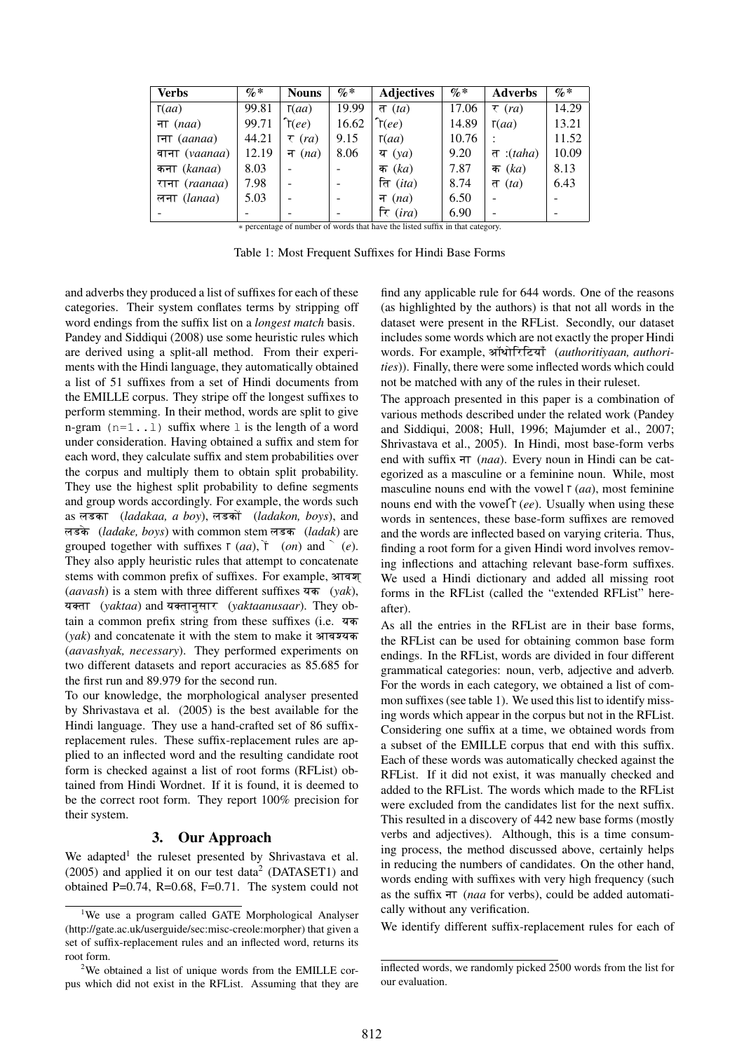| Verbs | %* | Nouns | %* | Adjectives | %* | Adverbs | %* |
|---|---|---|---|---|---|---|---|
| ा (*aa*) | 99.81 | ा (*aa*) | 19.99 | त (*ta*) | 17.06 | र (*ra*) | 14.29 |
| ना (*naa*) | 99.71 | ी (*ee*) | 16.62 | ी (*ee*) | 14.89 | ा (*aa*) | 13.21 |
| ाना (*aanaa*) | 44.21 | र (*ra*) | 9.15 | ा (*aa*) | 10.76 | : | 11.52 |
| वाना (*vaanaa*) | 12.19 | न (*na*) | 8.06 | य (*ya*) | 9.20 | त :(*taha*) | 10.09 |
| कना (*kanaa*) | 8.03 | - | - | क (*ka*) | 7.87 | क (*ka*) | 8.13 |
| राना (*raanaa*) | 7.98 | - | - | ित (*ita*) | 8.74 | त (*ta*) | 6.43 |
| लना (*lanaa*) | 5.03 | - | - | न (*na*) | 6.50 | - | - |
| - | - | - | - | िर (*ira*) | 6.90 | - | - |

∗ percentage of number of words that have the listed suffix in that category.

Table 1: Most Frequent Suffixes for Hindi Base Forms

and adverbs they produced a list of suffixes for each of these categories. Their system conflates terms by stripping off word endings from the suffix list on a *longest match* basis. Pandey and Siddiqui (2008) use some heuristic rules which are derived using a split-all method. From their experiments with the Hindi language, they automatically obtained a list of 51 suffixes from a set of Hindi documents from the EMILLE corpus. They stripe off the longest suffixes to perform stemming. In their method, words are split to give n-gram (n=1..l) suffix where l is the length of a word under consideration. Having obtained a suffix and stem for each word, they calculate suffix and stem probabilities over the corpus and multiply them to obtain split probability. They use the highest split probability to define segments and group words accordingly. For example, the words such as लडका (*ladakaa, a boy*), लडकों (*ladakon, boys*), and लडके (*ladake, boys*) with common stem लडक (*ladak*) are grouped together with suffixes ा (*aa*), ों (*on*) and े (*e*). They also apply heuristic rules that attempt to concatenate stems with common prefix of suffixes. For example, आवश् (*aavash*) is a stem with three different suffixes यक (*yak*), यक्ता (*yaktaa*) and यक्तानुसार (*yaktaanusaar*). They obtain a common prefix string from these suffixes (i.e. यक (*yak*) and concatenate it with the stem to make it आवश्यक (*aavashyak, necessary*). They performed experiments on two different datasets and report accuracies as 85.685 for the first run and 89.979 for the second run.

To our knowledge, the morphological analyser presented by Shrivastava et al. (2005) is the best available for the Hindi language. They use a hand-crafted set of 86 suffix-replacement rules. These suffix-replacement rules are applied to an inflected word and the resulting candidate root form is checked against a list of root forms (RFList) obtained from Hindi Wordnet. If it is found, it is deemed to be the correct root form. They report 100% precision for their system.

## 3. Our Approach

We adapted[1] the ruleset presented by Shrivastava et al. (2005) and applied it on our test data[2] (DATASET1) and obtained P=0.74, R=0.68, F=0.71. The system could not find any applicable rule for 644 words. One of the reasons (as highlighted by the authors) is that not all words in the dataset were present in the RFList. Secondly, our dataset includes some words which are not exactly the proper Hindi words. For example, ऑथोरिटियाँ (*authoritiyaan, authorities*)). Finally, there were some inflected words which could not be matched with any of the rules in their ruleset.

The approach presented in this paper is a combination of various methods described under the related work (Pandey and Siddiqui, 2008; Hull, 1996; Majumder et al., 2007; Shrivastava et al., 2005). In Hindi, most base-form verbs end with suffix ना (*naa*). Every noun in Hindi can be categorized as a masculine or a feminine noun. While, most masculine nouns end with the vowel ा (*aa*), most feminine nouns end with the vowel ी (*ee*). Usually when using these words in sentences, these base-form suffixes are removed and the words are inflected based on varying criteria. Thus, finding a root form for a given Hindi word involves removing inflections and attaching relevant base-form suffixes. We used a Hindi dictionary and added all missing root forms in the RFList (called the "extended RFList" hereafter).

As all the entries in the RFList are in their base forms, the RFList can be used for obtaining common base form endings. In the RFList, words are divided in four different grammatical categories: noun, verb, adjective and adverb. For the words in each category, we obtained a list of common suffixes (see table 1). We used this list to identify missing words which appear in the corpus but not in the RFList. Considering one suffix at a time, we obtained words from a subset of the EMILLE corpus that end with this suffix. Each of these words was automatically checked against the RFList. If it did not exist, it was manually checked and added to the RFList. The words which made to the RFList were excluded from the candidates list for the next suffix. This resulted in a discovery of 442 new base forms (mostly verbs and adjectives). Although, this is a time consuming process, the method discussed above, certainly helps in reducing the numbers of candidates. On the other hand, words ending with suffixes with very high frequency (such as the suffix ना (*naa* for verbs), could be added automatically without any verification.

We identify different suffix-replacement rules for each of

---

[1] We use a program called GATE Morphological Analyser (http://gate.ac.uk/userguide/sec:misc-creole:morpher) that given a set of suffix-replacement rules and an inflected word, returns its root form.

[2] We obtained a list of unique words from the EMILLE corpus which did not exist in the RFList. Assuming that they are inflected words, we randomly picked 2500 words from the list for our evaluation.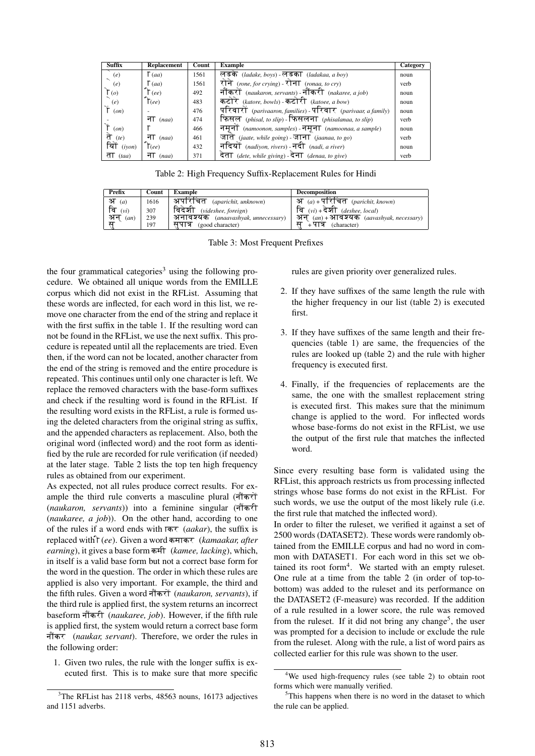| Suffix | Replacement | Count | Example | Category |
|---|---|---|---|---|
| े (e) | ा (aa) | 1561 | लड़के (ladake, boys) - लड़का (ladakaa, a boy) | noun |
| े (e) | ा (aa) | 1561 | रोने (rone, for crying) - रोना (ronaa, to cry) | verb |
| ों (o) | ी (ee) | 492 | नौकरों (naukaron, servants) - नौकरी (nakaree, a job) | noun |
| े (e) | ी(ee) | 483 | कटोरे (katore, bowls) - कटोरी (katoee, a bow) | noun |
| ों (on) | - | 476 | परिवारों (parivaaron, families) - परिवार (parivaar, a family) | noun |
| - | ना (naa) | 474 | फिसल (phisal, to slip) - फिसलना (phisalanaa, to slip) | verb |
| ों (on) | ा | 466 | नमूनों (namoonon, samples) - नमूना (namoonaa, a sample) | noun |
| ते (te) | ना (naa) | 461 | जाते (jaate, while going) - जाना (jaanaa, to go) | verb |
| यों (iyon) | ी(ee) | 432 | नदियों (nadiyon, rivers) - नदी (nadi, a river) | noun |
| ता (taa) | ना (naa) | 371 | देता (dete, while giving) - देना (denaa, to give) | verb |

Table 2: High Frequency Suffix-Replacement Rules for Hindi

| Prefix | Count | Example | Decomposition |
|---|---|---|---|
| अ (a) | 1616 | अपरिचित (aparichit, unknown) | अ (a) + परिचित (parichit, known) |
| वि (vi) | 307 | विदेशी (videshee, foreign) | वि (vi) + देशी (deshee, local) |
| अन् (an) | 239 | अनावश्यक (anaavashyak, unnecessary) | अन् (an) + आवश्यक (aavashyak, necessary) |
| सु | 197 | सुपात्र (good character) | सु + पात्र (character) |

Table 3: Most Frequent Prefixes

the four grammatical categories[3] using the following procedure. We obtained all unique words from the EMILLE corpus which did not exist in the RFList. Assuming that these words are inflected, for each word in this list, we remove one character from the end of the string and replace it with the first suffix in the table 1. If the resulting word can not be found in the RFList, we use the next suffix. This procedure is repeated until all the replacements are tried. Even then, if the word can not be located, another character from the end of the string is removed and the entire procedure is repeated. This continues until only one character is left. We replace the removed characters with the base-form suffixes and check if the resulting word is found in the RFList. If the resulting word exists in the RFList, a rule is formed using the deleted characters from the original string as suffix, and the appended characters as replacement. Also, both the original word (inflected word) and the root form as identified by the rule are recorded for rule verification (if needed) at the later stage. Table 2 lists the top ten high frequency rules as obtained from our experiment.

As expected, not all rules produce correct results. For example the third rule converts a masculine plural (नौंकरों (*naukaron, servants*)) into a feminine singular (नौंकरी (*naukaree, a job*)). On the other hand, according to one of the rules if a word ends with ाकर (*aakar*), the suffix is replaced with ी (*ee*). Given a word कमाकर (*kamaakar, after earning*), it gives a base form कमी (*kamee, lacking*), which, in itself is a valid base form but not a correct base form for the word in the question. The order in which these rules are applied is also very important. For example, the third and the fifth rules. Given a word नौंकरों (*naukaron, servants*), if the third rule is applied first, the system returns an incorrect baseform नौंकरी (*naukaree, job*). However, if the fifth rule is applied first, the system would return a correct base form नौंकर (*naukar, servant*). Therefore, we order the rules in the following order:

1. Given two rules, the rule with the longer suffix is executed first. This is to make sure that more specific rules are given priority over generalized rules.
2. If they have suffixes of the same length the rule with the higher frequency in our list (table 2) is executed first.
3. If they have suffixes of the same length and their frequencies (table 1) are same, the frequencies of the rules are looked up (table 2) and the rule with higher frequency is executed first.
4. Finally, if the frequencies of replacements are the same, the one with the smallest replacement string is executed first. This makes sure that the minimum change is applied to the word. For inflected words whose base-forms do not exist in the RFList, we use the output of the first rule that matches the inflected word.

Since every resulting base form is validated using the RFList, this approach restricts us from processing inflected strings whose base forms do not exist in the RFList. For such words, we use the output of the most likely rule (i.e. the first rule that matched the inflected word).

In order to filter the ruleset, we verified it against a set of 2500 words (DATASET2). These words were randomly obtained from the EMILLE corpus and had no word in common with DATASET1. For each word in this set we obtained its root form[4]. We started with an empty ruleset. One rule at a time from the table 2 (in order of top-to-bottom) was added to the ruleset and its performance on the DATASET2 (F-measure) was recorded. If the addition of a rule resulted in a lower score, the rule was removed from the ruleset. If it did not bring any change[5], the user was prompted for a decision to include or exclude the rule from the ruleset. Along with the rule, a list of word pairs as collected earlier for this rule was shown to the user.

[3] The RFList has 2118 verbs, 48563 nouns, 16173 adjectives and 1151 adverbs.

[4] We used high-frequency rules (see table 2) to obtain root forms which were manually verified.

[5] This happens when there is no word in the dataset to which the rule can be applied.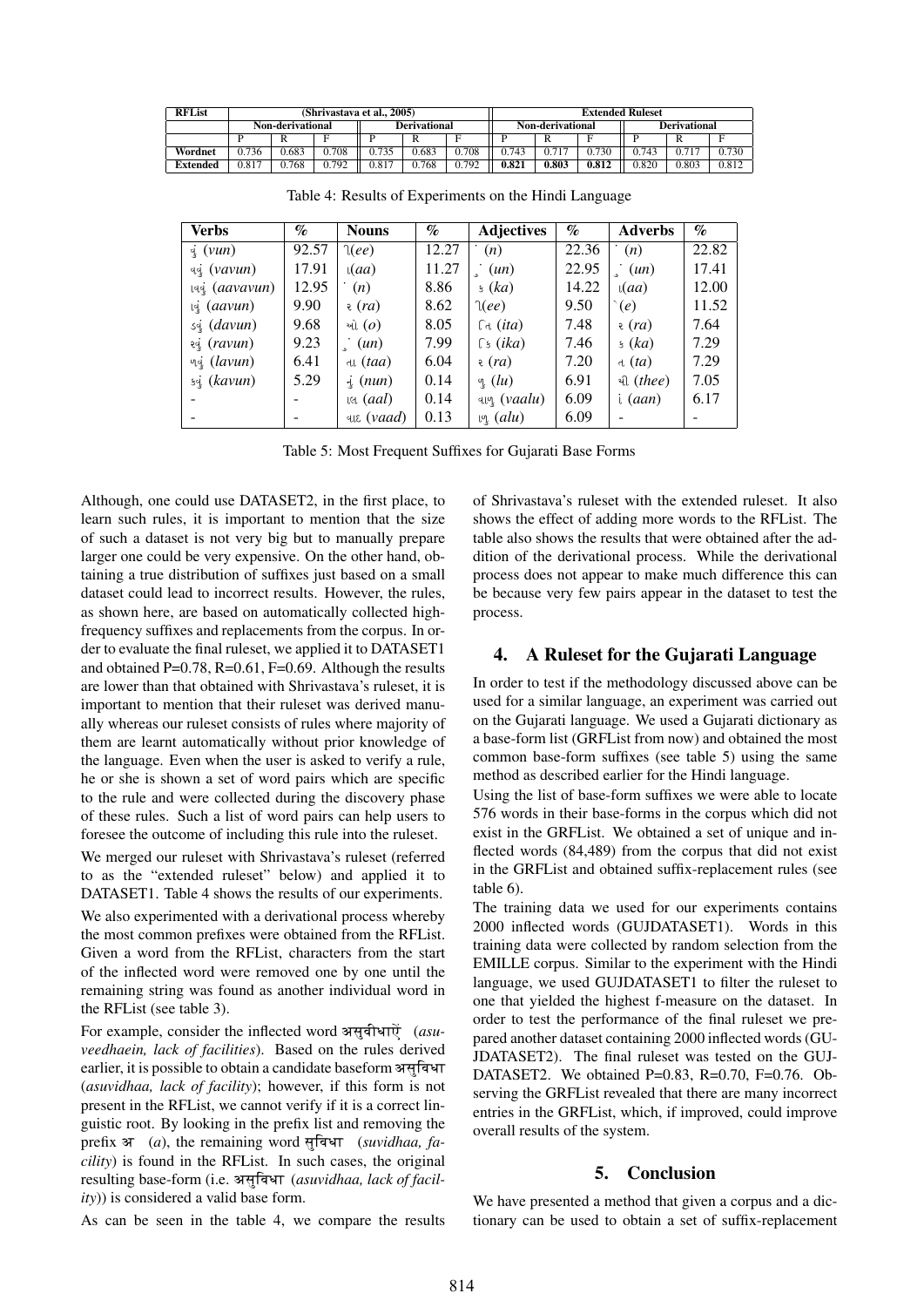| RFList | (Shrivastava et al., 2005) | | | | | | Extended Ruleset | | | | | |
|---|---|---|---|---|---|---|---|---|---|---|---|---|
| | Non-derivational | | | Derivational | | | Non-derivational | | | Derivational | | |
| | P | R | F | P | R | F | P | R | F | P | R | F |
| Wordnet | 0.736 | 0.683 | 0.708 | 0.735 | 0.683 | 0.708 | 0.743 | 0.717 | 0.730 | 0.743 | 0.717 | 0.730 |
| Extended | 0.817 | 0.768 | 0.792 | 0.817 | 0.768 | 0.792 | **0.821** | **0.803** | **0.812** | 0.820 | 0.803 | 0.812 |

Table 4: Results of Experiments on the Hindi Language

| Verbs | % | Nouns | % | Adjectives | % | Adverbs | % |
|---|---|---|---|---|---|---|---|
| વું (*vun*) | 92.57 | ી(*ee*) | 12.27 | ં (*n*) | 22.36 | ં (*n*) | 22.82 |
| વવું (*vavun*) | 17.91 | ા(*aa*) | 11.27 | ું (*un*) | 22.95 | ું (*un*) | 17.41 |
| ાવવું (*aavavun*) | 12.95 | ં (*n*) | 8.86 | ક (*ka*) | 14.22 | ા(*aa*) | 12.00 |
| ાવું (*aavun*) | 9.90 | ર (*ra*) | 8.62 | ી(*ee*) | 9.50 | ે(*e*) | 11.52 |
| ડવું (*davun*) | 9.68 | ઓ (*o*) | 8.05 | િત (*ita*) | 7.48 | ર (*ra*) | 7.64 |
| રવું (*ravun*) | 9.23 | ું (*un*) | 7.99 | િક (*ika*) | 7.46 | ક (*ka*) | 7.29 |
| ળવું (*lavun*) | 6.41 | તા (*taa*) | 6.04 | ર (*ra*) | 7.20 | ત (*ta*) | 7.29 |
| કવું (*kavun*) | 5.29 | નું (*nun*) | 0.14 | ળુ (*lu*) | 6.91 | થી (*thee*) | 7.05 |
| - | - | ાલ (*aal*) | 0.14 | વાળુ (*vaalu*) | 6.09 | ાં (*aan*) | 6.17 |
| - | - | વાદ (*vaad*) | 0.13 | ાળુ (*alu*) | 6.09 | - | - |

Table 5: Most Frequent Suffixes for Gujarati Base Forms

Although, one could use DATASET2, in the first place, to learn such rules, it is important to mention that the size of such a dataset is not very big but to manually prepare larger one could be very expensive. On the other hand, obtaining a true distribution of suffixes just based on a small dataset could lead to incorrect results. However, the rules, as shown here, are based on automatically collected high-frequency suffixes and replacements from the corpus. In order to evaluate the final ruleset, we applied it to DATASET1 and obtained P=0.78, R=0.61, F=0.69. Although the results are lower than that obtained with Shrivastava's ruleset, it is important to mention that their ruleset was derived manually whereas our ruleset consists of rules where majority of them are learnt automatically without prior knowledge of the language. Even when the user is asked to verify a rule, he or she is shown a set of word pairs which are specific to the rule and were collected during the discovery phase of these rules. Such a list of word pairs can help users to foresee the outcome of including this rule into the ruleset.

We merged our ruleset with Shrivastava's ruleset (referred to as the "extended ruleset" below) and applied it to DATASET1. Table 4 shows the results of our experiments.

We also experimented with a derivational process whereby the most common prefixes were obtained from the RFList. Given a word from the RFList, characters from the start of the inflected word were removed one by one until the remaining string was found as another individual word in the RFList (see table 3).

For example, consider the inflected word असुवीधाऐं (*asuveedhaein, lack of facilities*). Based on the rules derived earlier, it is possible to obtain a candidate baseform असुविधा (*asuvidhaa, lack of facility*); however, if this form is not present in the RFList, we cannot verify if it is a correct linguistic root. By looking in the prefix list and removing the prefix अ (*a*), the remaining word सुविधा (*suvidhaa, facility*) is found in the RFList. In such cases, the original resulting base-form (i.e. असुविधा (*asuvidhaa, lack of facility*)) is considered a valid base form.

As can be seen in the table 4, we compare the results of Shrivastava's ruleset with the extended ruleset. It also shows the effect of adding more words to the RFList. The table also shows the results that were obtained after the addition of the derivational process. While the derivational process does not appear to make much difference this can be because very few pairs appear in the dataset to test the process.

## 4. A Ruleset for the Gujarati Language

In order to test if the methodology discussed above can be used for a similar language, an experiment was carried out on the Gujarati language. We used a Gujarati dictionary as a base-form list (GRFList from now) and obtained the most common base-form suffixes (see table 5) using the same method as described earlier for the Hindi language.

Using the list of base-form suffixes we were able to locate 576 words in their base-forms in the corpus which did not exist in the GRFList. We obtained a set of unique and inflected words (84,489) from the corpus that did not exist in the GRFList and obtained suffix-replacement rules (see table 6).

The training data we used for our experiments contains 2000 inflected words (GUJDATASET1). Words in this training data were collected by random selection from the EMILLE corpus. Similar to the experiment with the Hindi language, we used GUJDATASET1 to filter the ruleset to one that yielded the highest f-measure on the dataset. In order to test the performance of the final ruleset we prepared another dataset containing 2000 inflected words (GUJDATASET2). The final ruleset was tested on the GUJDATASET2. We obtained P=0.83, R=0.70, F=0.76. Observing the GRFList revealed that there are many incorrect entries in the GRFList, which, if improved, could improve overall results of the system.

## 5. Conclusion

We have presented a method that given a corpus and a dictionary can be used to obtain a set of suffix-replacement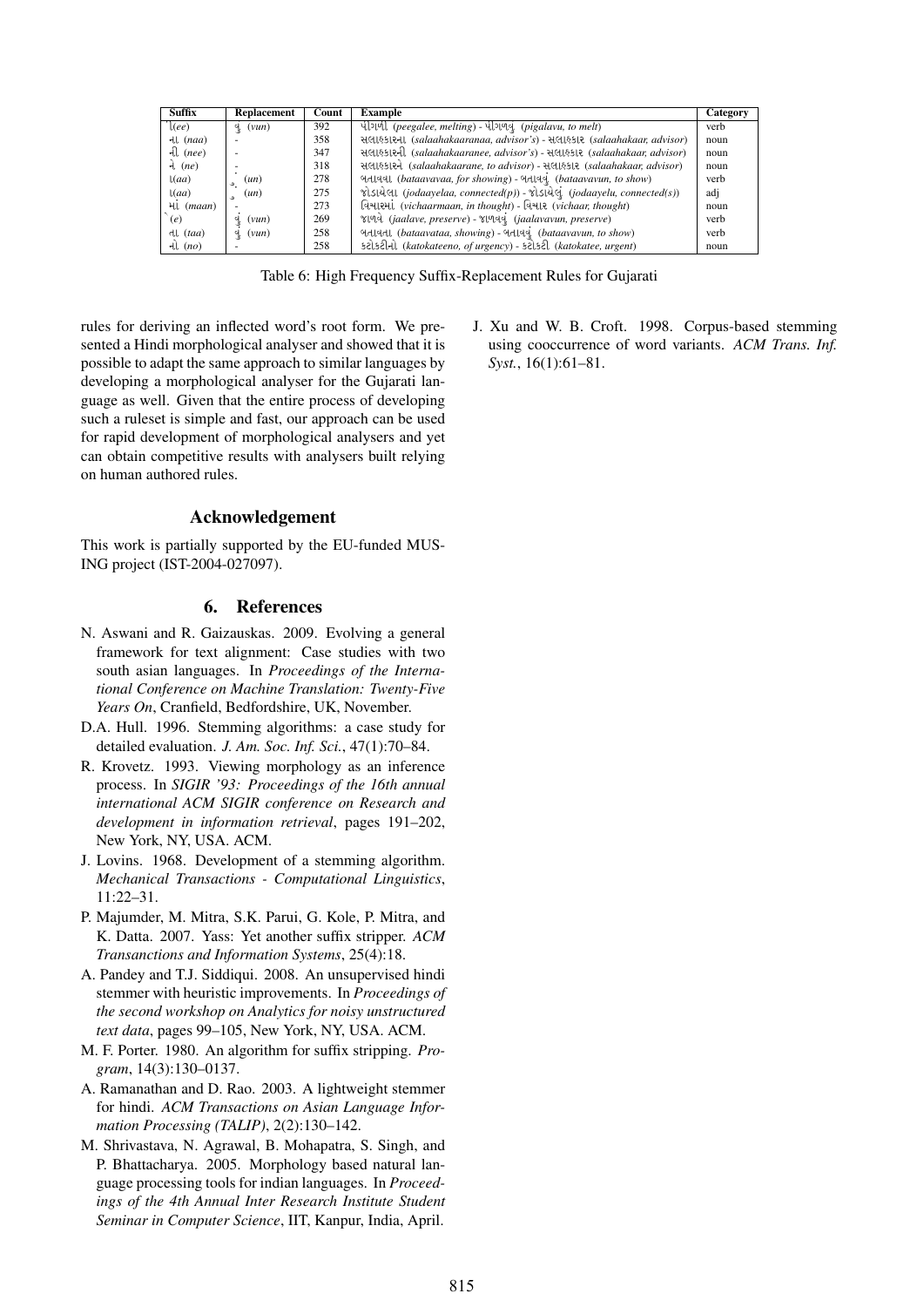| Suffix | Replacement | Count | Example | Category |
|---|---|---|---|---|
| ી(ee) | વું (vun) | 392 | પીગળી (peegalee, melting) - પીગળવું (pigalavu, to melt) | verb |
| ના (naa) | - | 358 | સલાહકારના (salaahakaaranaa, advisor's) - સલાહકાર (salaahakaar, advisor) | noun |
| ની (nee) | - | 347 | સલાહકારની (salaahakaaranee, advisor's) - સલાહકાર (salaahakaar, advisor) | noun |
| ને (ne) | - | 318 | સલાહકારને (salaahakaarane, to advisor) - સલાહકાર (salaahakaar, advisor) | noun |
| ા(aa) | ું (un) | 278 | બતાવવા (bataavavaa, for showing) - બતાવવું (bataavavun, to show) | verb |
| ા(aa) | ું (un) | 275 | જોડાયેલા (jodaayelaa, connected(p)) - જોડાયેલું (jodaayelu, connected(s)) | adj |
| માં (maan) | - | 273 | વિચારમાં (vichaarmaan, in thought) - વિચાર (vichaar, thought) | noun |
| ે(e) | વું (vun) | 269 | જાળવે (jaalave, preserve) - જાળવવું (jaalavavun, preserve) | verb |
| તા (taa) | વું (vun) | 258 | બતાવતા (bataavataa, showing) - બતાવવું (bataavavun, to show) | verb |
| નો (no) | - | 258 | કટોકટીનો (katokateeno, of urgency) - કટોકટી (katokatee, urgent) | noun |

Table 6: High Frequency Suffix-Replacement Rules for Gujarati

rules for deriving an inflected word's root form. We presented a Hindi morphological analyser and showed that it is possible to adapt the same approach to similar languages by developing a morphological analyser for the Gujarati language as well. Given that the entire process of developing such a ruleset is simple and fast, our approach can be used for rapid development of morphological analysers and yet can obtain competitive results with analysers built relying on human authored rules.

## Acknowledgement

This work is partially supported by the EU-funded MUSING project (IST-2004-027097).

## 6. References

N. Aswani and R. Gaizauskas. 2009. Evolving a general framework for text alignment: Case studies with two south asian languages. In *Proceedings of the International Conference on Machine Translation: Twenty-Five Years On*, Cranfield, Bedfordshire, UK, November.

D.A. Hull. 1996. Stemming algorithms: a case study for detailed evaluation. *J. Am. Soc. Inf. Sci.*, 47(1):70–84.

R. Krovetz. 1993. Viewing morphology as an inference process. In *SIGIR '93: Proceedings of the 16th annual international ACM SIGIR conference on Research and development in information retrieval*, pages 191–202, New York, NY, USA. ACM.

J. Lovins. 1968. Development of a stemming algorithm. *Mechanical Transactions - Computational Linguistics*, 11:22–31.

P. Majumder, M. Mitra, S.K. Parui, G. Kole, P. Mitra, and K. Datta. 2007. Yass: Yet another suffix stripper. *ACM Transanctions and Information Systems*, 25(4):18.

A. Pandey and T.J. Siddiqui. 2008. An unsupervised hindi stemmer with heuristic improvements. In *Proceedings of the second workshop on Analytics for noisy unstructured text data*, pages 99–105, New York, NY, USA. ACM.

M. F. Porter. 1980. An algorithm for suffix stripping. *Program*, 14(3):130–0137.

A. Ramanathan and D. Rao. 2003. A lightweight stemmer for hindi. *ACM Transactions on Asian Language Information Processing (TALIP)*, 2(2):130–142.

M. Shrivastava, N. Agrawal, B. Mohapatra, S. Singh, and P. Bhattacharya. 2005. Morphology based natural language processing tools for indian languages. In *Proceedings of the 4th Annual Inter Research Institute Student Seminar in Computer Science*, IIT, Kanpur, India, April.

J. Xu and W. B. Croft. 1998. Corpus-based stemming using cooccurrence of word variants. *ACM Trans. Inf. Syst.*, 16(1):61–81.